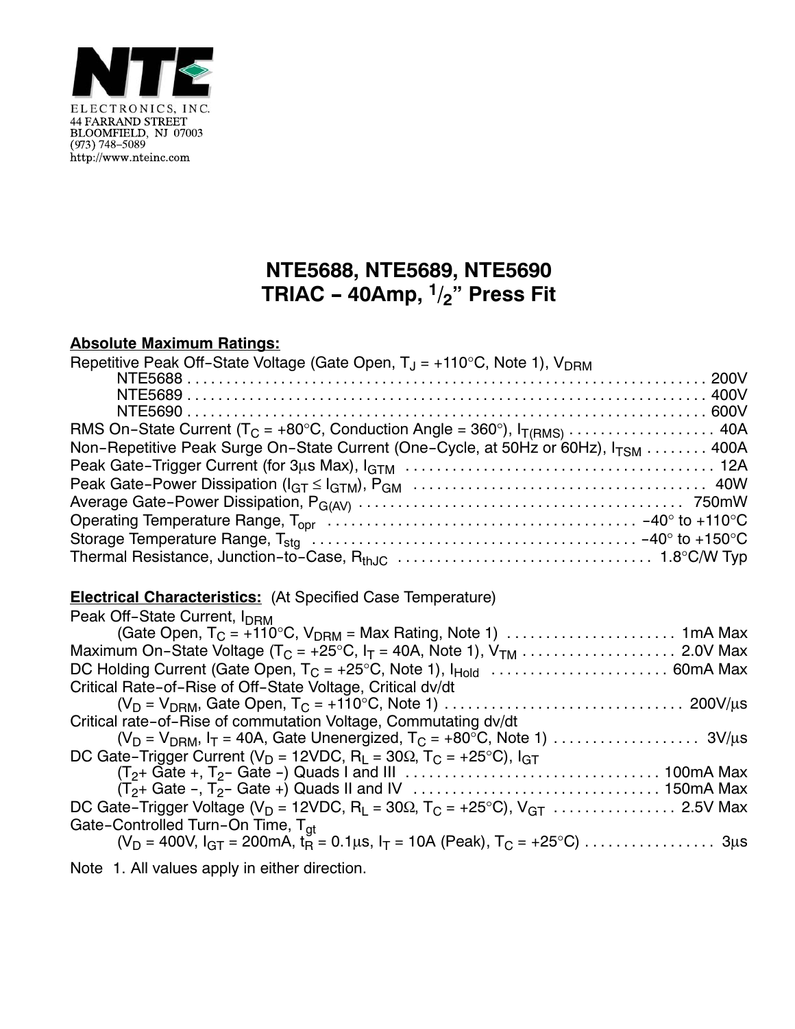NTE ELECTRONICS, INC.
44 FARRAND STREET
BLOOMFIELD, NJ 07003
(973) 748–5089
http://www.nteinc.com

# NTE5688, NTE5689, NTE5690
# TRIAC – 40Amp, 1/2" Press Fit

**Absolute Maximum Ratings:**

Repetitive Peak Off–State Voltage (Gate Open, $T_J$ = +110°C, Note 1), $V_{DRM}$

- NTE5688 . . . . . . . . . . 200V
- NTE5689 . . . . . . . . . . 400V
- NTE5690 . . . . . . . . . . 600V

RMS On–State Current ($T_C$ = +80°C, Conduction Angle = 360°), $I_{T(RMS)}$ . . . . . . . . . . 40A

Non–Repetitive Peak Surge On–State Current (One–Cycle, at 50Hz or 60Hz), $I_{TSM}$ . . . . . . . . 400A

Peak Gate–Trigger Current (for 3µs Max), $I_{GTM}$ . . . . . . . . . . 12A

Peak Gate–Power Dissipation ($I_{GT} \leq I_{GTM}$), $P_{GM}$ . . . . . . . . . . 40W

Average Gate–Power Dissipation, $P_{G(AV)}$ . . . . . . . . . . 750mW

Operating Temperature Range, $T_{opr}$ . . . . . . . . . . –40° to +110°C

Storage Temperature Range, $T_{stg}$ . . . . . . . . . . –40° to +150°C

Thermal Resistance, Junction–to–Case, $R_{thJC}$ . . . . . . . . . . 1.8°C/W Typ

**Electrical Characteristics:** (At Specified Case Temperature)

Peak Off–State Current, $I_{DRM}$
(Gate Open, $T_C$ = +110°C, $V_{DRM}$ = Max Rating, Note 1) . . . . . . . . . . 1mA Max

Maximum On–State Voltage ($T_C$ = +25°C, $I_T$ = 40A, Note 1), $V_{TM}$ . . . . . . . . . . 2.0V Max

DC Holding Current (Gate Open, $T_C$ = +25°C, Note 1), $I_{Hold}$ . . . . . . . . . . 60mA Max

Critical Rate–of–Rise of Off–State Voltage, Critical dv/dt
($V_D$ = $V_{DRM}$, Gate Open, $T_C$ = +110°C, Note 1) . . . . . . . . . . 200V/µs

Critical rate–of–Rise of commutation Voltage, Commutating dv/dt
($V_D$ = $V_{DRM}$, $I_T$ = 40A, Gate Unenergized, $T_C$ = +80°C, Note 1) . . . . . . . . . . 3V/µs

DC Gate–Trigger Current ($V_D$ = 12VDC, $R_L$ = 30Ω, $T_C$ = +25°C), $I_{GT}$
($T_2$+ Gate +, $T_2$– Gate –) Quads I and III . . . . . . . . . . 100mA Max
($T_2$+ Gate –, $T_2$– Gate +) Quads II and IV . . . . . . . . . . 150mA Max

DC Gate–Trigger Voltage ($V_D$ = 12VDC, $R_L$ = 30Ω, $T_C$ = +25°C), $V_{GT}$ . . . . . . . . . . 2.5V Max

Gate–Controlled Turn–On Time, $T_{gt}$
($V_D$ = 400V, $I_{GT}$ = 200mA, $t_R$ = 0.1µs, $I_T$ = 10A (Peak), $T_C$ = +25°C) . . . . . . . . . . 3µs

Note 1. All values apply in either direction.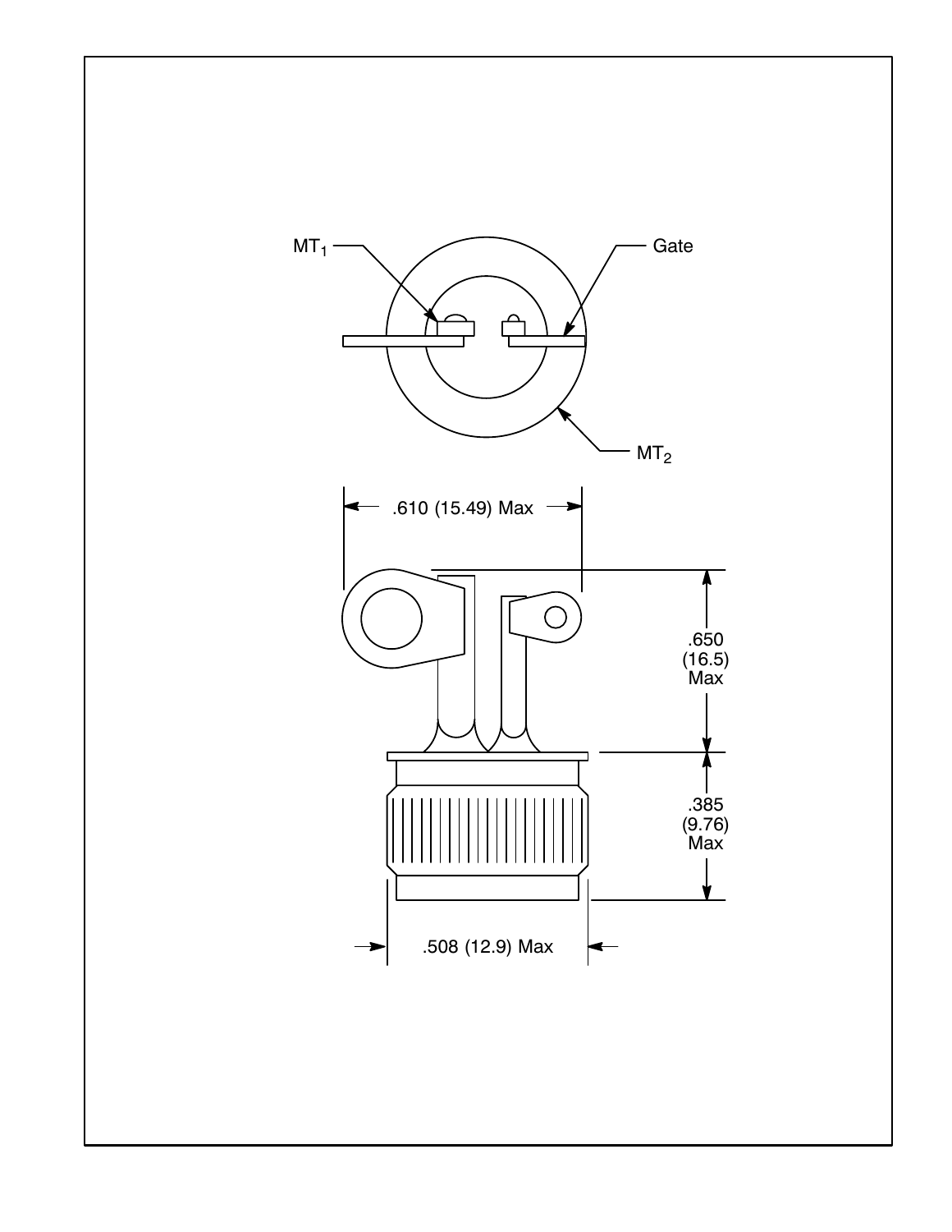$MT_1$

Gate

$MT_2$

.610 (15.49) Max

.650 (16.5) Max

.385 (9.76) Max

.508 (12.9) Max